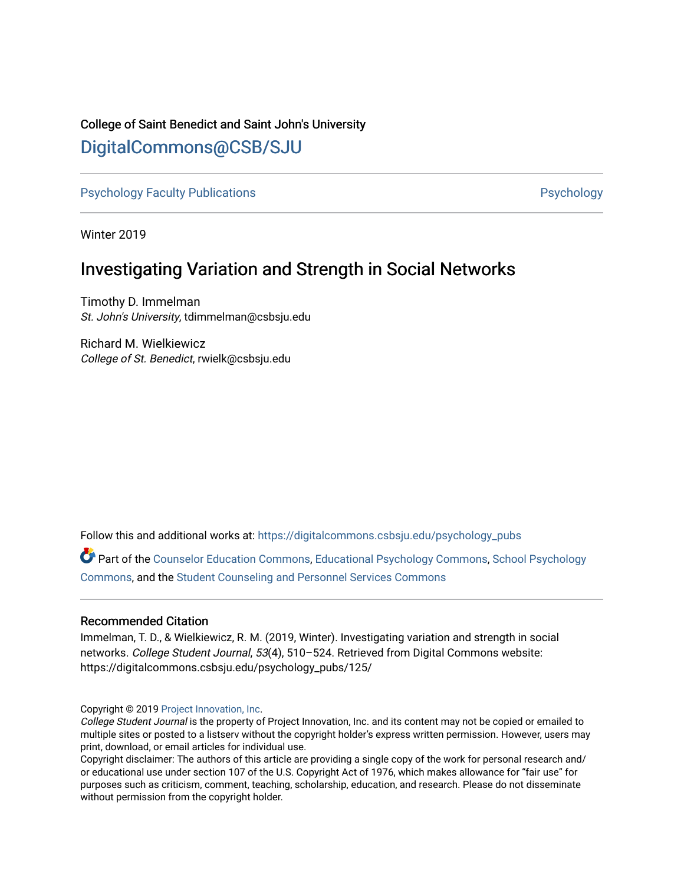College of Saint Benedict and Saint John's University

# DigitalCommons@CSB/SJU

Psychology Faculty Publications | Psychology

Winter 2019

## Investigating Variation and Strength in Social Networks

Timothy D. Immelman
*St. John's University*, tdimmelman@csbsju.edu

Richard M. Wielkiewicz
*College of St. Benedict*, rwielk@csbsju.edu

Follow this and additional works at: https://digitalcommons.csbsju.edu/psychology_pubs

Part of the Counselor Education Commons, Educational Psychology Commons, School Psychology Commons, and the Student Counseling and Personnel Services Commons

### Recommended Citation

Immelman, T. D., & Wielkiewicz, R. M. (2019, Winter). Investigating variation and strength in social networks. *College Student Journal*, *53*(4), 510–524. Retrieved from Digital Commons website: https://digitalcommons.csbsju.edu/psychology_pubs/125/

Copyright © 2019 Project Innovation, Inc.
*College Student Journal* is the property of Project Innovation, Inc. and its content may not be copied or emailed to multiple sites or posted to a listserv without the copyright holder's express written permission. However, users may print, download, or email articles for individual use.
Copyright disclaimer: The authors of this article are providing a single copy of the work for personal research and/or educational use under section 107 of the U.S. Copyright Act of 1976, which makes allowance for "fair use" for purposes such as criticism, comment, teaching, scholarship, education, and research. Please do not disseminate without permission from the copyright holder.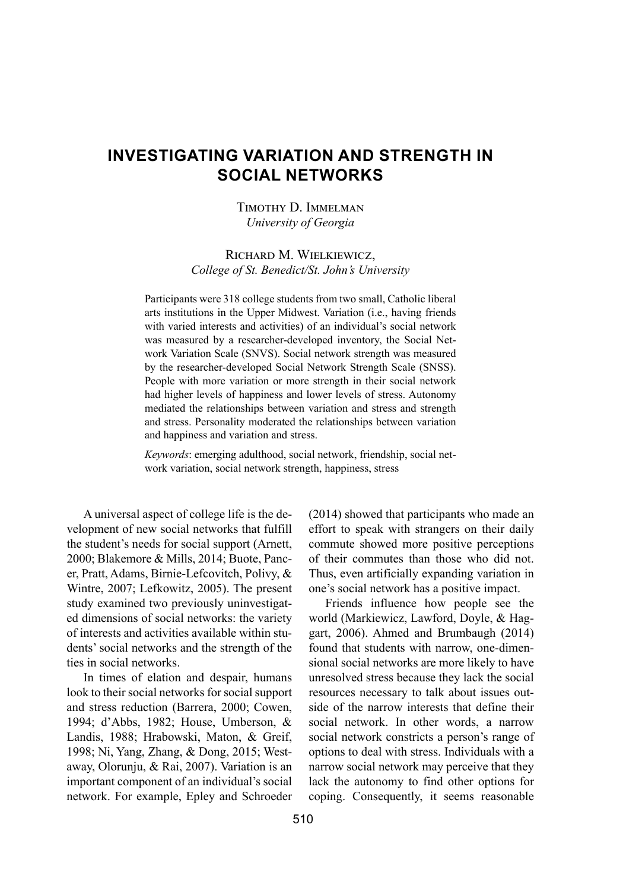# INVESTIGATING VARIATION AND STRENGTH IN SOCIAL NETWORKS

Timothy D. Immelman
*University of Georgia*

Richard M. Wielkiewicz,
*College of St. Benedict/St. John's University*

Participants were 318 college students from two small, Catholic liberal arts institutions in the Upper Midwest. Variation (i.e., having friends with varied interests and activities) of an individual's social network was measured by a researcher-developed inventory, the Social Network Variation Scale (SNVS). Social network strength was measured by the researcher-developed Social Network Strength Scale (SNSS). People with more variation or more strength in their social network had higher levels of happiness and lower levels of stress. Autonomy mediated the relationships between variation and stress and strength and stress. Personality moderated the relationships between variation and happiness and variation and stress.

*Keywords*: emerging adulthood, social network, friendship, social network variation, social network strength, happiness, stress

A universal aspect of college life is the development of new social networks that fulfill the student's needs for social support (Arnett, 2000; Blakemore & Mills, 2014; Buote, Pancer, Pratt, Adams, Birnie-Lefcovitch, Polivy, & Wintre, 2007; Lefkowitz, 2005). The present study examined two previously uninvestigated dimensions of social networks: the variety of interests and activities available within students' social networks and the strength of the ties in social networks.

In times of elation and despair, humans look to their social networks for social support and stress reduction (Barrera, 2000; Cowen, 1994; d'Abbs, 1982; House, Umberson, & Landis, 1988; Hrabowski, Maton, & Greif, 1998; Ni, Yang, Zhang, & Dong, 2015; Westaway, Olorunju, & Rai, 2007). Variation is an important component of an individual's social network. For example, Epley and Schroeder (2014) showed that participants who made an effort to speak with strangers on their daily commute showed more positive perceptions of their commutes than those who did not. Thus, even artificially expanding variation in one's social network has a positive impact.

Friends influence how people see the world (Markiewicz, Lawford, Doyle, & Haggart, 2006). Ahmed and Brumbaugh (2014) found that students with narrow, one-dimensional social networks are more likely to have unresolved stress because they lack the social resources necessary to talk about issues outside of the narrow interests that define their social network. In other words, a narrow social network constricts a person's range of options to deal with stress. Individuals with a narrow social network may perceive that they lack the autonomy to find other options for coping. Consequently, it seems reasonable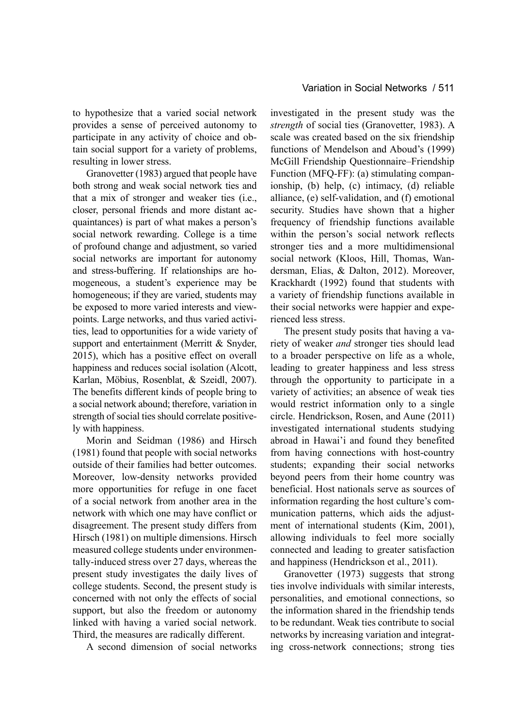to hypothesize that a varied social network provides a sense of perceived autonomy to participate in any activity of choice and obtain social support for a variety of problems, resulting in lower stress.

Granovetter (1983) argued that people have both strong and weak social network ties and that a mix of stronger and weaker ties (i.e., closer, personal friends and more distant acquaintances) is part of what makes a person's social network rewarding. College is a time of profound change and adjustment, so varied social networks are important for autonomy and stress-buffering. If relationships are homogeneous, a student's experience may be homogeneous; if they are varied, students may be exposed to more varied interests and viewpoints. Large networks, and thus varied activities, lead to opportunities for a wide variety of support and entertainment (Merritt & Snyder, 2015), which has a positive effect on overall happiness and reduces social isolation (Alcott, Karlan, Möbius, Rosenblat, & Szeidl, 2007). The benefits different kinds of people bring to a social network abound; therefore, variation in strength of social ties should correlate positively with happiness.

Morin and Seidman (1986) and Hirsch (1981) found that people with social networks outside of their families had better outcomes. Moreover, low-density networks provided more opportunities for refuge in one facet of a social network from another area in the network with which one may have conflict or disagreement. The present study differs from Hirsch (1981) on multiple dimensions. Hirsch measured college students under environmentally-induced stress over 27 days, whereas the present study investigates the daily lives of college students. Second, the present study is concerned with not only the effects of social support, but also the freedom or autonomy linked with having a varied social network. Third, the measures are radically different.

A second dimension of social networks investigated in the present study was the *strength* of social ties (Granovetter, 1983). A scale was created based on the six friendship functions of Mendelson and Aboud's (1999) McGill Friendship Questionnaire–Friendship Function (MFQ-FF): (a) stimulating companionship, (b) help, (c) intimacy, (d) reliable alliance, (e) self-validation, and (f) emotional security. Studies have shown that a higher frequency of friendship functions available within the person's social network reflects stronger ties and a more multidimensional social network (Kloos, Hill, Thomas, Wandersman, Elias, & Dalton, 2012). Moreover, Krackhardt (1992) found that students with a variety of friendship functions available in their social networks were happier and experienced less stress.

The present study posits that having a variety of weaker *and* stronger ties should lead to a broader perspective on life as a whole, leading to greater happiness and less stress through the opportunity to participate in a variety of activities; an absence of weak ties would restrict information only to a single circle. Hendrickson, Rosen, and Aune (2011) investigated international students studying abroad in Hawai'i and found they benefited from having connections with host-country students; expanding their social networks beyond peers from their home country was beneficial. Host nationals serve as sources of information regarding the host culture's communication patterns, which aids the adjustment of international students (Kim, 2001), allowing individuals to feel more socially connected and leading to greater satisfaction and happiness (Hendrickson et al., 2011).

Granovetter (1973) suggests that strong ties involve individuals with similar interests, personalities, and emotional connections, so the information shared in the friendship tends to be redundant. Weak ties contribute to social networks by increasing variation and integrating cross-network connections; strong ties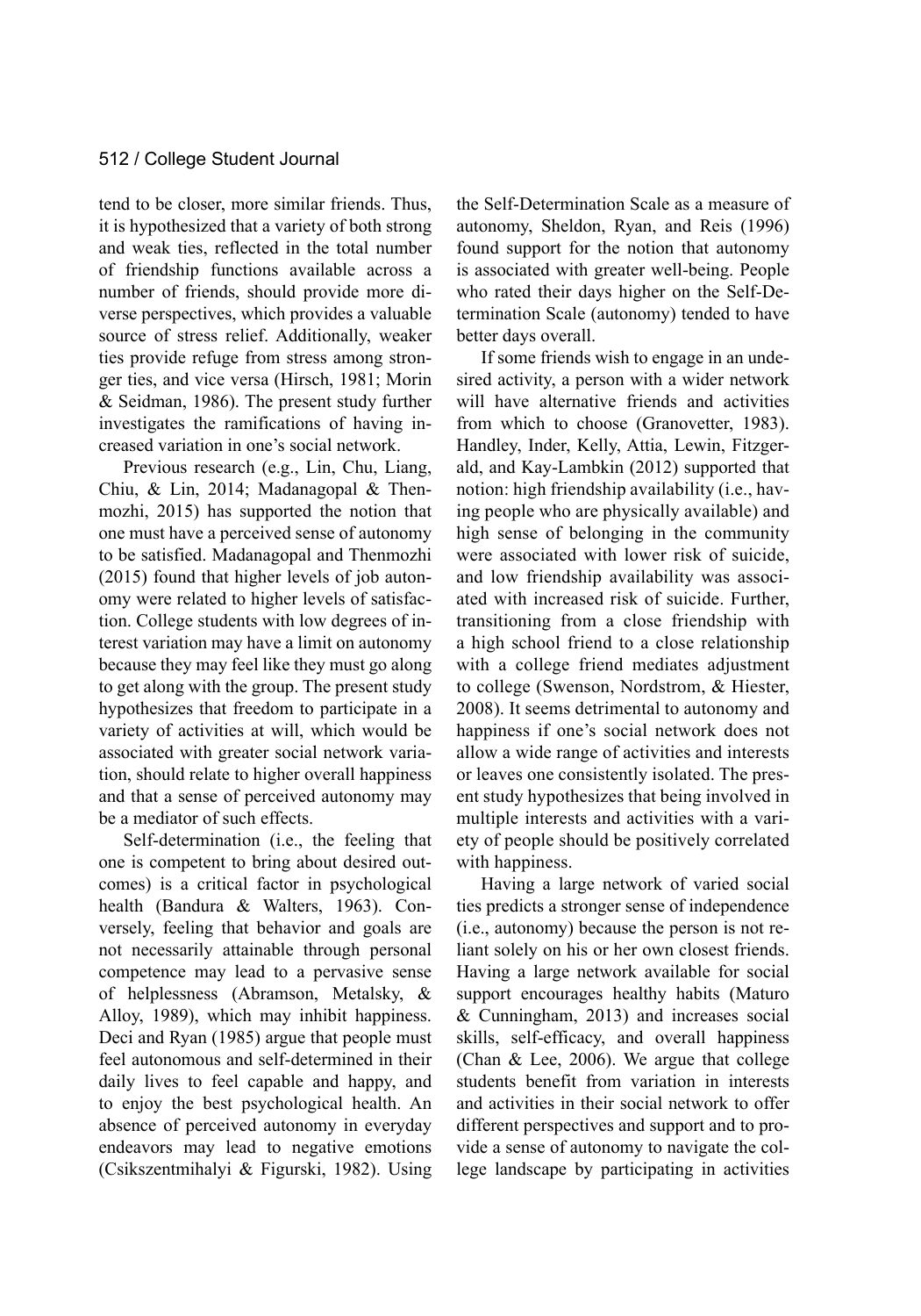tend to be closer, more similar friends. Thus, it is hypothesized that a variety of both strong and weak ties, reflected in the total number of friendship functions available across a number of friends, should provide more diverse perspectives, which provides a valuable source of stress relief. Additionally, weaker ties provide refuge from stress among stronger ties, and vice versa (Hirsch, 1981; Morin & Seidman, 1986). The present study further investigates the ramifications of having increased variation in one's social network.

Previous research (e.g., Lin, Chu, Liang, Chiu, & Lin, 2014; Madanagopal & Thenmozhi, 2015) has supported the notion that one must have a perceived sense of autonomy to be satisfied. Madanagopal and Thenmozhi (2015) found that higher levels of job autonomy were related to higher levels of satisfaction. College students with low degrees of interest variation may have a limit on autonomy because they may feel like they must go along to get along with the group. The present study hypothesizes that freedom to participate in a variety of activities at will, which would be associated with greater social network variation, should relate to higher overall happiness and that a sense of perceived autonomy may be a mediator of such effects.

Self-determination (i.e., the feeling that one is competent to bring about desired outcomes) is a critical factor in psychological health (Bandura & Walters, 1963). Conversely, feeling that behavior and goals are not necessarily attainable through personal competence may lead to a pervasive sense of helplessness (Abramson, Metalsky, & Alloy, 1989), which may inhibit happiness. Deci and Ryan (1985) argue that people must feel autonomous and self-determined in their daily lives to feel capable and happy, and to enjoy the best psychological health. An absence of perceived autonomy in everyday endeavors may lead to negative emotions (Csikszentmihalyi & Figurski, 1982). Using the Self-Determination Scale as a measure of autonomy, Sheldon, Ryan, and Reis (1996) found support for the notion that autonomy is associated with greater well-being. People who rated their days higher on the Self-Determination Scale (autonomy) tended to have better days overall.

If some friends wish to engage in an undesired activity, a person with a wider network will have alternative friends and activities from which to choose (Granovetter, 1983). Handley, Inder, Kelly, Attia, Lewin, Fitzgerald, and Kay-Lambkin (2012) supported that notion: high friendship availability (i.e., having people who are physically available) and high sense of belonging in the community were associated with lower risk of suicide, and low friendship availability was associated with increased risk of suicide. Further, transitioning from a close friendship with a high school friend to a close relationship with a college friend mediates adjustment to college (Swenson, Nordstrom, & Hiester, 2008). It seems detrimental to autonomy and happiness if one's social network does not allow a wide range of activities and interests or leaves one consistently isolated. The present study hypothesizes that being involved in multiple interests and activities with a variety of people should be positively correlated with happiness.

Having a large network of varied social ties predicts a stronger sense of independence (i.e., autonomy) because the person is not reliant solely on his or her own closest friends. Having a large network available for social support encourages healthy habits (Maturo & Cunningham, 2013) and increases social skills, self-efficacy, and overall happiness (Chan & Lee, 2006). We argue that college students benefit from variation in interests and activities in their social network to offer different perspectives and support and to provide a sense of autonomy to navigate the college landscape by participating in activities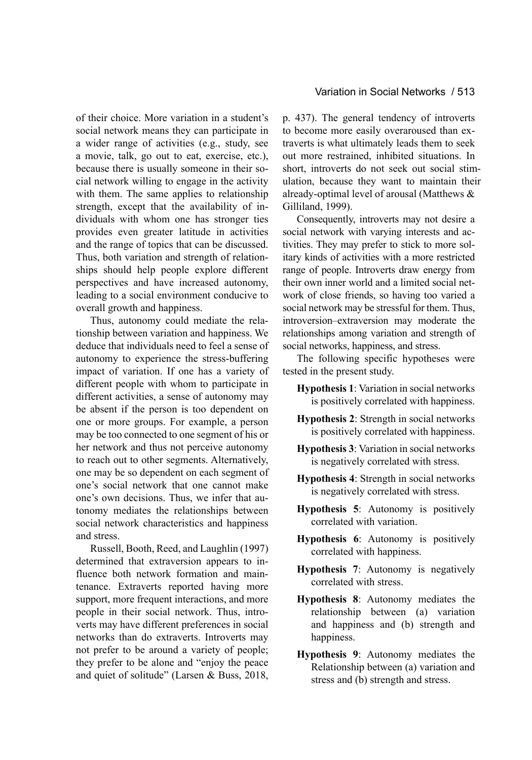of their choice. More variation in a student's social network means they can participate in a wider range of activities (e.g., study, see a movie, talk, go out to eat, exercise, etc.), because there is usually someone in their social network willing to engage in the activity with them. The same applies to relationship strength, except that the availability of individuals with whom one has stronger ties provides even greater latitude in activities and the range of topics that can be discussed. Thus, both variation and strength of relationships should help people explore different perspectives and have increased autonomy, leading to a social environment conducive to overall growth and happiness.

Thus, autonomy could mediate the relationship between variation and happiness. We deduce that individuals need to feel a sense of autonomy to experience the stress-buffering impact of variation. If one has a variety of different people with whom to participate in different activities, a sense of autonomy may be absent if the person is too dependent on one or more groups. For example, a person may be too connected to one segment of his or her network and thus not perceive autonomy to reach out to other segments. Alternatively, one may be so dependent on each segment of one's social network that one cannot make one's own decisions. Thus, we infer that autonomy mediates the relationships between social network characteristics and happiness and stress.

Russell, Booth, Reed, and Laughlin (1997) determined that extraversion appears to influence both network formation and maintenance. Extraverts reported having more support, more frequent interactions, and more people in their social network. Thus, introverts may have different preferences in social networks than do extraverts. Introverts may not prefer to be around a variety of people; they prefer to be alone and "enjoy the peace and quiet of solitude" (Larsen & Buss, 2018, p. 437). The general tendency of introverts to become more easily overaroused than extraverts is what ultimately leads them to seek out more restrained, inhibited situations. In short, introverts do not seek out social stimulation, because they want to maintain their already-optimal level of arousal (Matthews & Gilliland, 1999).

Consequently, introverts may not desire a social network with varying interests and activities. They may prefer to stick to more solitary kinds of activities with a more restricted range of people. Introverts draw energy from their own inner world and a limited social network of close friends, so having too varied a social network may be stressful for them. Thus, introversion–extraversion may moderate the relationships among variation and strength of social networks, happiness, and stress.

The following specific hypotheses were tested in the present study.

- **Hypothesis 1**: Variation in social networks is positively correlated with happiness.
- **Hypothesis 2**: Strength in social networks is positively correlated with happiness.
- **Hypothesis 3**: Variation in social networks is negatively correlated with stress.
- **Hypothesis 4**: Strength in social networks is negatively correlated with stress.
- **Hypothesis 5**: Autonomy is positively correlated with variation.
- **Hypothesis 6**: Autonomy is positively correlated with happiness.
- **Hypothesis 7**: Autonomy is negatively correlated with stress.
- **Hypothesis 8**: Autonomy mediates the relationship between (a) variation and happiness and (b) strength and happiness.
- **Hypothesis 9**: Autonomy mediates the Relationship between (a) variation and stress and (b) strength and stress.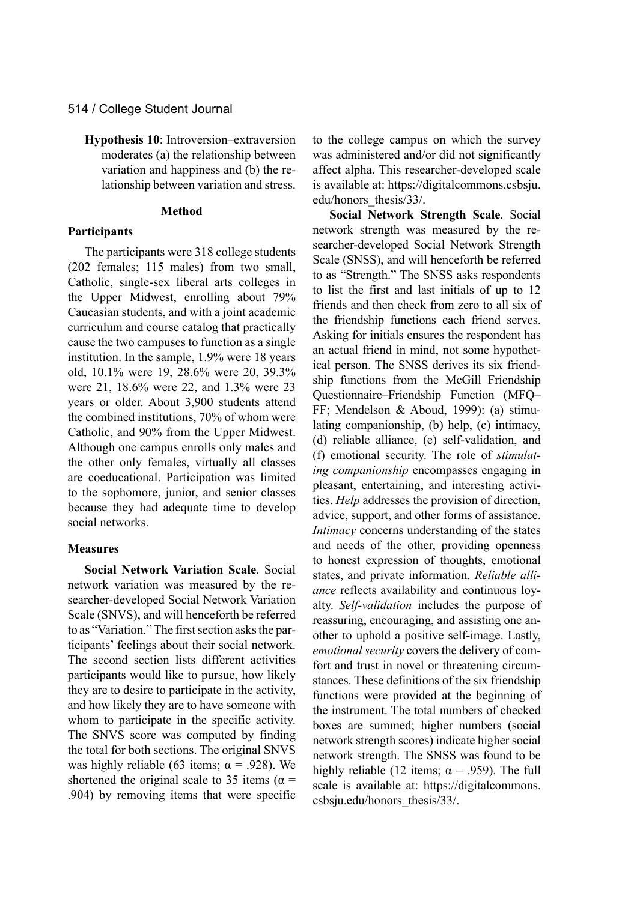**Hypothesis 10**: Introversion–extraversion moderates (a) the relationship between variation and happiness and (b) the relationship between variation and stress.

## Method

### Participants

The participants were 318 college students (202 females; 115 males) from two small, Catholic, single-sex liberal arts colleges in the Upper Midwest, enrolling about 79% Caucasian students, and with a joint academic curriculum and course catalog that practically cause the two campuses to function as a single institution. In the sample, 1.9% were 18 years old, 10.1% were 19, 28.6% were 20, 39.3% were 21, 18.6% were 22, and 1.3% were 23 years or older. About 3,900 students attend the combined institutions, 70% of whom were Catholic, and 90% from the Upper Midwest. Although one campus enrolls only males and the other only females, virtually all classes are coeducational. Participation was limited to the sophomore, junior, and senior classes because they had adequate time to develop social networks.

### Measures

**Social Network Variation Scale**. Social network variation was measured by the researcher-developed Social Network Variation Scale (SNVS), and will henceforth be referred to as "Variation." The first section asks the participants' feelings about their social network. The second section lists different activities participants would like to pursue, how likely they are to desire to participate in the activity, and how likely they are to have someone with whom to participate in the specific activity. The SNVS score was computed by finding the total for both sections. The original SNVS was highly reliable (63 items; $\alpha = .928$). We shortened the original scale to 35 items ($\alpha = .904$) by removing items that were specific to the college campus on which the survey was administered and/or did not significantly affect alpha. This researcher-developed scale is available at: https://digitalcommons.csbsju.edu/honors_thesis/33/.

**Social Network Strength Scale**. Social network strength was measured by the researcher-developed Social Network Strength Scale (SNSS), and will henceforth be referred to as "Strength." The SNSS asks respondents to list the first and last initials of up to 12 friends and then check from zero to all six of the friendship functions each friend serves. Asking for initials ensures the respondent has an actual friend in mind, not some hypothetical person. The SNSS derives its six friendship functions from the McGill Friendship Questionnaire–Friendship Function (MFQ–FF; Mendelson & Aboud, 1999): (a) stimulating companionship, (b) help, (c) intimacy, (d) reliable alliance, (e) self-validation, and (f) emotional security. The role of *stimulating companionship* encompasses engaging in pleasant, entertaining, and interesting activities. *Help* addresses the provision of direction, advice, support, and other forms of assistance. *Intimacy* concerns understanding of the states and needs of the other, providing openness to honest expression of thoughts, emotional states, and private information. *Reliable alliance* reflects availability and continuous loyalty. *Self-validation* includes the purpose of reassuring, encouraging, and assisting one another to uphold a positive self-image. Lastly, *emotional security* covers the delivery of comfort and trust in novel or threatening circumstances. These definitions of the six friendship functions were provided at the beginning of the instrument. The total numbers of checked boxes are summed; higher numbers (social network strength scores) indicate higher social network strength. The SNSS was found to be highly reliable (12 items; $\alpha = .959$). The full scale is available at: https://digitalcommons.csbsju.edu/honors_thesis/33/.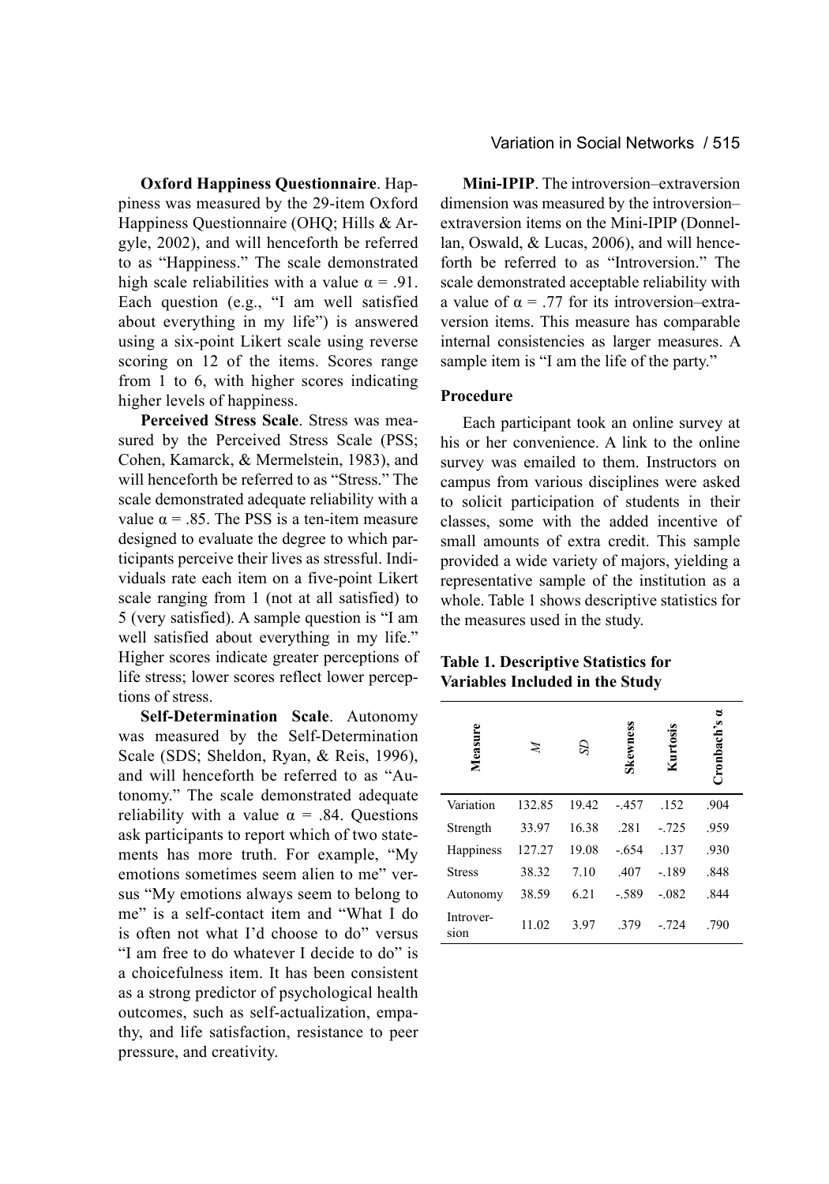**Oxford Happiness Questionnaire**. Happiness was measured by the 29-item Oxford Happiness Questionnaire (OHQ; Hills & Argyle, 2002), and will henceforth be referred to as "Happiness." The scale demonstrated high scale reliabilities with a value α = .91. Each question (e.g., "I am well satisfied about everything in my life") is answered using a six-point Likert scale using reverse scoring on 12 of the items. Scores range from 1 to 6, with higher scores indicating higher levels of happiness.

**Perceived Stress Scale**. Stress was measured by the Perceived Stress Scale (PSS; Cohen, Kamarck, & Mermelstein, 1983), and will henceforth be referred to as "Stress." The scale demonstrated adequate reliability with a value α = .85. The PSS is a ten-item measure designed to evaluate the degree to which participants perceive their lives as stressful. Individuals rate each item on a five-point Likert scale ranging from 1 (not at all satisfied) to 5 (very satisfied). A sample question is "I am well satisfied about everything in my life." Higher scores indicate greater perceptions of life stress; lower scores reflect lower perceptions of stress.

**Self-Determination Scale**. Autonomy was measured by the Self-Determination Scale (SDS; Sheldon, Ryan, & Reis, 1996), and will henceforth be referred to as "Autonomy." The scale demonstrated adequate reliability with a value α = .84. Questions ask participants to report which of two statements has more truth. For example, "My emotions sometimes seem alien to me" versus "My emotions always seem to belong to me" is a self-contact item and "What I do is often not what I'd choose to do" versus "I am free to do whatever I decide to do" is a choicefulness item. It has been consistent as a strong predictor of psychological health outcomes, such as self-actualization, empathy, and life satisfaction, resistance to peer pressure, and creativity.

**Mini-IPIP**. The introversion–extraversion dimension was measured by the introversion–extraversion items on the Mini-IPIP (Donnellan, Oswald, & Lucas, 2006), and will henceforth be referred to as "Introversion." The scale demonstrated acceptable reliability with a value of α = .77 for its introversion–extraversion items. This measure has comparable internal consistencies as larger measures. A sample item is "I am the life of the party."

### Procedure

Each participant took an online survey at his or her convenience. A link to the online survey was emailed to them. Instructors on campus from various disciplines were asked to solicit participation of students in their classes, some with the added incentive of small amounts of extra credit. This sample provided a wide variety of majors, yielding a representative sample of the institution as a whole. Table 1 shows descriptive statistics for the measures used in the study.

**Table 1. Descriptive Statistics for Variables Included in the Study**

| Measure | *M* | *SD* | Skewness | Kurtosis | Cronbach's α |
|---|---|---|---|---|---|
| Variation | 132.85 | 19.42 | -.457 | .152 | .904 |
| Strength | 33.97 | 16.38 | .281 | -.725 | .959 |
| Happiness | 127.27 | 19.08 | -.654 | .137 | .930 |
| Stress | 38.32 | 7.10 | .407 | -.189 | .848 |
| Autonomy | 38.59 | 6.21 | -.589 | -.082 | .844 |
| Introversion | 11.02 | 3.97 | .379 | -.724 | .790 |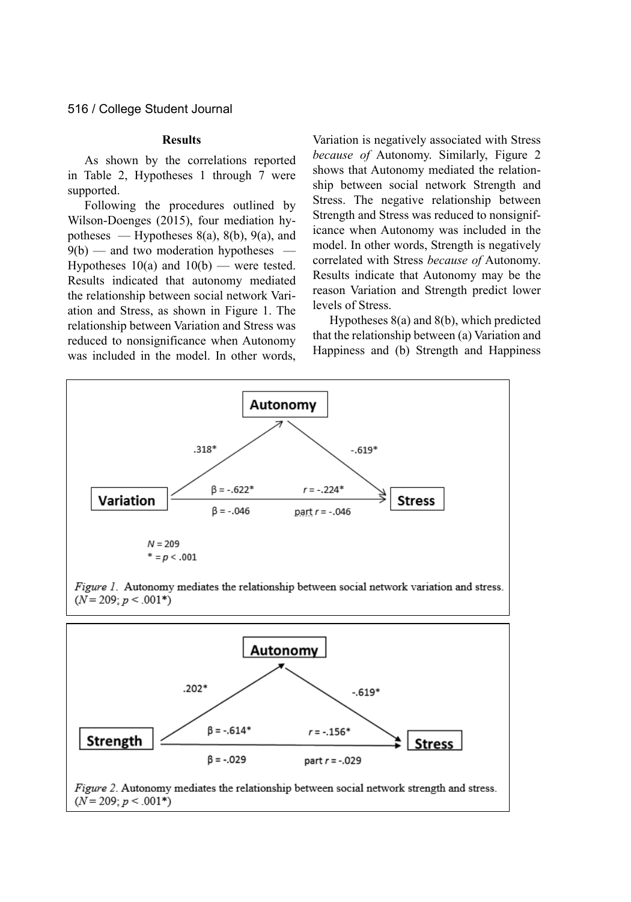## Results

As shown by the correlations reported in Table 2, Hypotheses 1 through 7 were supported.

Following the procedures outlined by Wilson-Doenges (2015), four mediation hypotheses — Hypotheses 8(a), 8(b), 9(a), and 9(b) — and two moderation hypotheses — Hypotheses 10(a) and 10(b) — were tested. Results indicated that autonomy mediated the relationship between social network Variation and Stress, as shown in Figure 1. The relationship between Variation and Stress was reduced to nonsignificance when Autonomy was included in the model. In other words, Variation is negatively associated with Stress *because of* Autonomy. Similarly, Figure 2 shows that Autonomy mediated the relationship between social network Strength and Stress. The negative relationship between Strength and Stress was reduced to nonsignificance when Autonomy was included in the model. In other words, Strength is negatively correlated with Stress *because of* Autonomy. Results indicate that Autonomy may be the reason Variation and Strength predict lower levels of Stress.

Hypotheses 8(a) and 8(b), which predicted that the relationship between (a) Variation and Happiness and (b) Strength and Happiness

Variation → Autonomy: .318*; Autonomy → Stress: -.619*; Variation → Stress: β = -.622*, $r$ = -.224*; β = -.046, part $r$ = -.046

$N$ = 209
\* = $p < .001$

*Figure 1.* Autonomy mediates the relationship between social network variation and stress. ($N$ = 209; $p < .001$*)

Strength → Autonomy: .202*; Autonomy → Stress: -.619*; Strength → Stress: β = -.614*, $r$ = -.156*; β = -.029, part $r$ = -.029

*Figure 2.* Autonomy mediates the relationship between social network strength and stress. ($N$ = 209; $p < .001$*)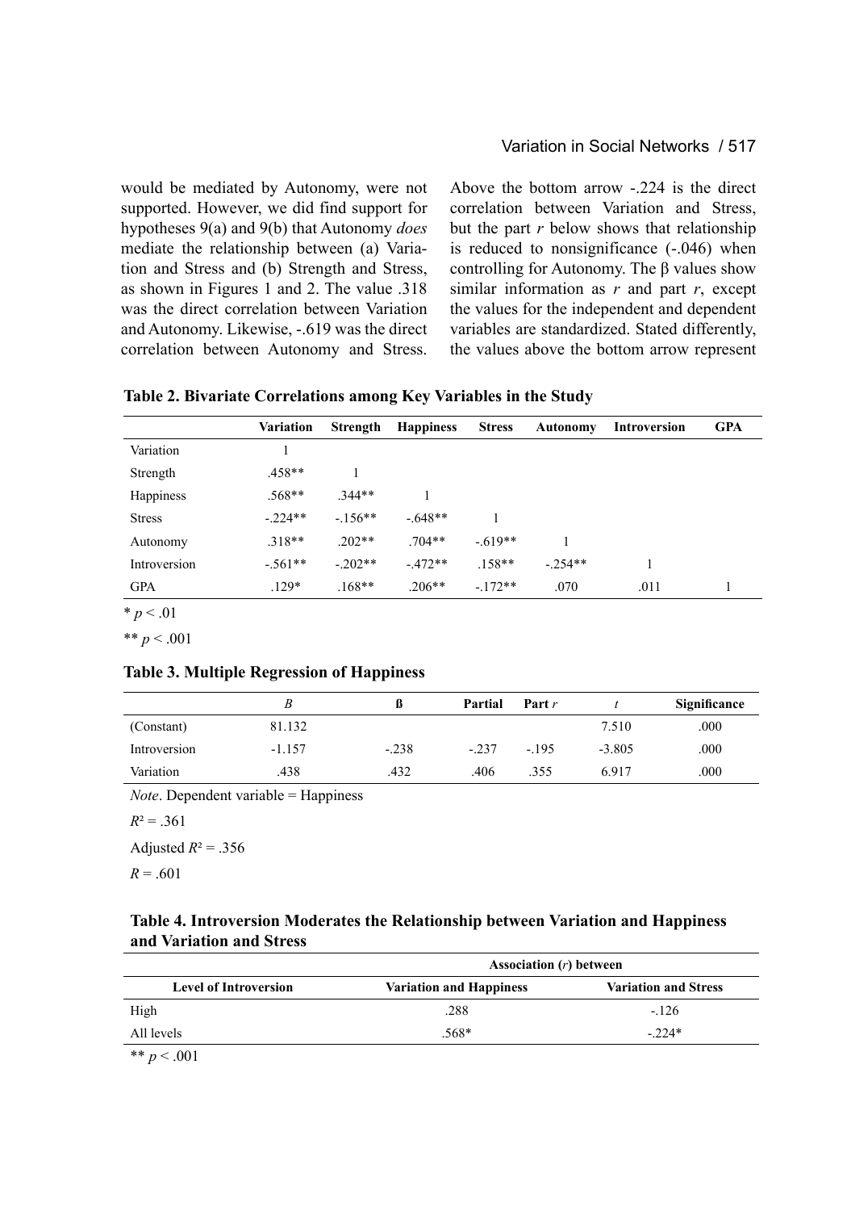would be mediated by Autonomy, were not supported. However, we did find support for hypotheses 9(a) and 9(b) that Autonomy *does* mediate the relationship between (a) Variation and Stress and (b) Strength and Stress, as shown in Figures 1 and 2. The value .318 was the direct correlation between Variation and Autonomy. Likewise, -.619 was the direct correlation between Autonomy and Stress. Above the bottom arrow -.224 is the direct correlation between Variation and Stress, but the part *r* below shows that relationship is reduced to nonsignificance (-.046) when controlling for Autonomy. The β values show similar information as *r* and part *r*, except the values for the independent and dependent variables are standardized. Stated differently, the values above the bottom arrow represent

**Table 2. Bivariate Correlations among Key Variables in the Study**

| | Variation | Strength | Happiness | Stress | Autonomy | Introversion | GPA |
|---|---|---|---|---|---|---|---|
| Variation | 1 | | | | | | |
| Strength | .458** | 1 | | | | | |
| Happiness | .568** | .344** | 1 | | | | |
| Stress | -.224** | -.156** | -.648** | 1 | | | |
| Autonomy | .318** | .202** | .704** | -.619** | 1 | | |
| Introversion | -.561** | -.202** | -.472** | .158** | -.254** | 1 | |
| GPA | .129* | .168** | .206** | -.172** | .070 | .011 | 1 |

* $p < .01$

** $p < .001$

**Table 3. Multiple Regression of Happiness**

| | *B* | ß | Partial | Part *r* | *t* | Significance |
|---|---|---|---|---|---|---|
| (Constant) | 81.132 | | | | 7.510 | .000 |
| Introversion | -1.157 | -.238 | -.237 | -.195 | -3.805 | .000 |
| Variation | .438 | .432 | .406 | .355 | 6.917 | .000 |

*Note*. Dependent variable = Happiness

$R^2 = .361$

Adjusted $R^2 = .356$

$R = .601$

**Table 4. Introversion Moderates the Relationship between Variation and Happiness and Variation and Stress**

| | Association (*r*) between | |
|---|---|---|
| **Level of Introversion** | **Variation and Happiness** | **Variation and Stress** |
| High | .288 | -.126 |
| All levels | .568* | -.224* |

** $p < .001$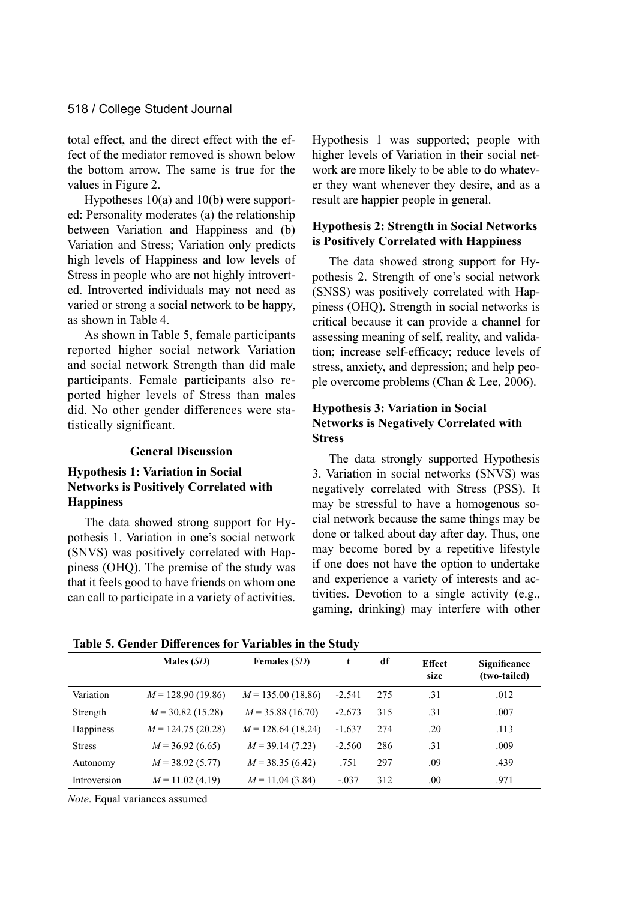total effect, and the direct effect with the effect of the mediator removed is shown below the bottom arrow. The same is true for the values in Figure 2.

Hypotheses 10(a) and 10(b) were supported: Personality moderates (a) the relationship between Variation and Happiness and (b) Variation and Stress; Variation only predicts high levels of Happiness and low levels of Stress in people who are not highly introverted. Introverted individuals may not need as varied or strong a social network to be happy, as shown in Table 4.

As shown in Table 5, female participants reported higher social network Variation and social network Strength than did male participants. Female participants also reported higher levels of Stress than males did. No other gender differences were statistically significant.

## General Discussion

### Hypothesis 1: Variation in Social Networks is Positively Correlated with Happiness

The data showed strong support for Hypothesis 1. Variation in one's social network (SNVS) was positively correlated with Happiness (OHQ). The premise of the study was that it feels good to have friends on whom one can call to participate in a variety of activities. Hypothesis 1 was supported; people with higher levels of Variation in their social network are more likely to be able to do whatever they want whenever they desire, and as a result are happier people in general.

### Hypothesis 2: Strength in Social Networks is Positively Correlated with Happiness

The data showed strong support for Hypothesis 2. Strength of one's social network (SNSS) was positively correlated with Happiness (OHQ). Strength in social networks is critical because it can provide a channel for assessing meaning of self, reality, and validation; increase self-efficacy; reduce levels of stress, anxiety, and depression; and help people overcome problems (Chan & Lee, 2006).

### Hypothesis 3: Variation in Social Networks is Negatively Correlated with Stress

The data strongly supported Hypothesis 3. Variation in social networks (SNVS) was negatively correlated with Stress (PSS). It may be stressful to have a homogenous social network because the same things may be done or talked about day after day. Thus, one may become bored by a repetitive lifestyle if one does not have the option to undertake and experience a variety of interests and activities. Devotion to a single activity (e.g., gaming, drinking) may interfere with other

**Table 5. Gender Differences for Variables in the Study**

| | Males (*SD*) | Females (*SD*) | t | df | Effect size | Significance (two-tailed) |
|---|---|---|---|---|---|---|
| Variation | *M* = 128.90 (19.86) | *M* = 135.00 (18.86) | -2.541 | 275 | .31 | .012 |
| Strength | *M* = 30.82 (15.28) | *M* = 35.88 (16.70) | -2.673 | 315 | .31 | .007 |
| Happiness | *M* = 124.75 (20.28) | *M* = 128.64 (18.24) | -1.637 | 274 | .20 | .113 |
| Stress | *M* = 36.92 (6.65) | *M* = 39.14 (7.23) | -2.560 | 286 | .31 | .009 |
| Autonomy | *M* = 38.92 (5.77) | *M* = 38.35 (6.42) | .751 | 297 | .09 | .439 |
| Introversion | *M* = 11.02 (4.19) | *M* = 11.04 (3.84) | -.037 | 312 | .00 | .971 |

*Note*. Equal variances assumed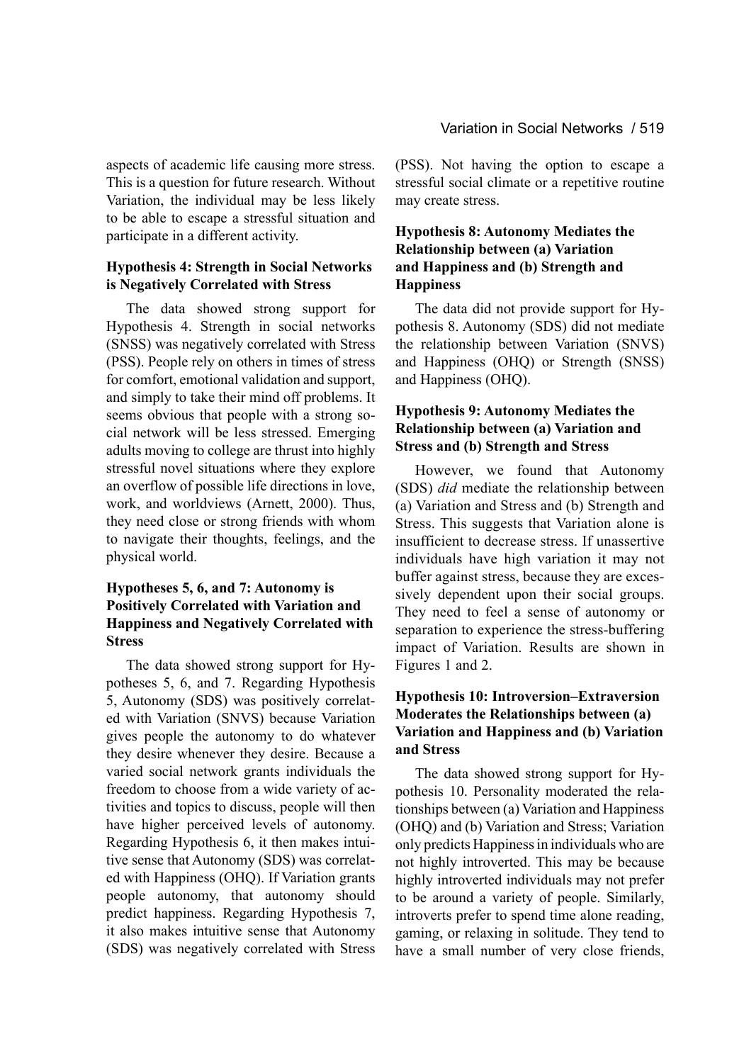aspects of academic life causing more stress. This is a question for future research. Without Variation, the individual may be less likely to be able to escape a stressful situation and participate in a different activity.

### Hypothesis 4: Strength in Social Networks is Negatively Correlated with Stress

The data showed strong support for Hypothesis 4. Strength in social networks (SNSS) was negatively correlated with Stress (PSS). People rely on others in times of stress for comfort, emotional validation and support, and simply to take their mind off problems. It seems obvious that people with a strong social network will be less stressed. Emerging adults moving to college are thrust into highly stressful novel situations where they explore an overflow of possible life directions in love, work, and worldviews (Arnett, 2000). Thus, they need close or strong friends with whom to navigate their thoughts, feelings, and the physical world.

### Hypotheses 5, 6, and 7: Autonomy is Positively Correlated with Variation and Happiness and Negatively Correlated with Stress

The data showed strong support for Hypotheses 5, 6, and 7. Regarding Hypothesis 5, Autonomy (SDS) was positively correlated with Variation (SNVS) because Variation gives people the autonomy to do whatever they desire whenever they desire. Because a varied social network grants individuals the freedom to choose from a wide variety of activities and topics to discuss, people will then have higher perceived levels of autonomy. Regarding Hypothesis 6, it then makes intuitive sense that Autonomy (SDS) was correlated with Happiness (OHQ). If Variation grants people autonomy, that autonomy should predict happiness. Regarding Hypothesis 7, it also makes intuitive sense that Autonomy (SDS) was negatively correlated with Stress (PSS). Not having the option to escape a stressful social climate or a repetitive routine may create stress.

### Hypothesis 8: Autonomy Mediates the Relationship between (a) Variation and Happiness and (b) Strength and Happiness

The data did not provide support for Hypothesis 8. Autonomy (SDS) did not mediate the relationship between Variation (SNVS) and Happiness (OHQ) or Strength (SNSS) and Happiness (OHQ).

### Hypothesis 9: Autonomy Mediates the Relationship between (a) Variation and Stress and (b) Strength and Stress

However, we found that Autonomy (SDS) *did* mediate the relationship between (a) Variation and Stress and (b) Strength and Stress. This suggests that Variation alone is insufficient to decrease stress. If unassertive individuals have high variation it may not buffer against stress, because they are excessively dependent upon their social groups. They need to feel a sense of autonomy or separation to experience the stress-buffering impact of Variation. Results are shown in Figures 1 and 2.

### Hypothesis 10: Introversion–Extraversion Moderates the Relationships between (a) Variation and Happiness and (b) Variation and Stress

The data showed strong support for Hypothesis 10. Personality moderated the relationships between (a) Variation and Happiness (OHQ) and (b) Variation and Stress; Variation only predicts Happiness in individuals who are not highly introverted. This may be because highly introverted individuals may not prefer to be around a variety of people. Similarly, introverts prefer to spend time alone reading, gaming, or relaxing in solitude. They tend to have a small number of very close friends,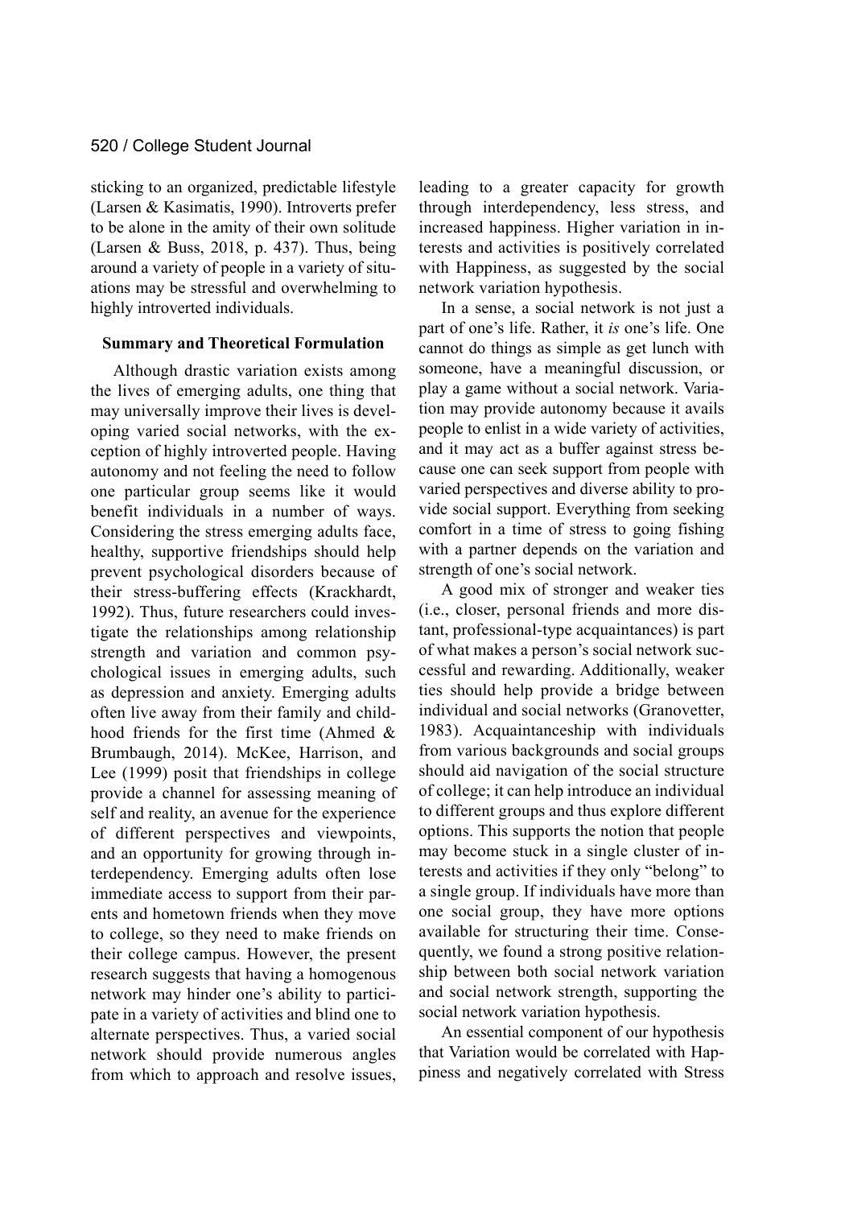sticking to an organized, predictable lifestyle (Larsen & Kasimatis, 1990). Introverts prefer to be alone in the amity of their own solitude (Larsen & Buss, 2018, p. 437). Thus, being around a variety of people in a variety of situations may be stressful and overwhelming to highly introverted individuals.

### Summary and Theoretical Formulation

Although drastic variation exists among the lives of emerging adults, one thing that may universally improve their lives is developing varied social networks, with the exception of highly introverted people. Having autonomy and not feeling the need to follow one particular group seems like it would benefit individuals in a number of ways. Considering the stress emerging adults face, healthy, supportive friendships should help prevent psychological disorders because of their stress-buffering effects (Krackhardt, 1992). Thus, future researchers could investigate the relationships among relationship strength and variation and common psychological issues in emerging adults, such as depression and anxiety. Emerging adults often live away from their family and childhood friends for the first time (Ahmed & Brumbaugh, 2014). McKee, Harrison, and Lee (1999) posit that friendships in college provide a channel for assessing meaning of self and reality, an avenue for the experience of different perspectives and viewpoints, and an opportunity for growing through interdependency. Emerging adults often lose immediate access to support from their parents and hometown friends when they move to college, so they need to make friends on their college campus. However, the present research suggests that having a homogenous network may hinder one's ability to participate in a variety of activities and blind one to alternate perspectives. Thus, a varied social network should provide numerous angles from which to approach and resolve issues, leading to a greater capacity for growth through interdependency, less stress, and increased happiness. Higher variation in interests and activities is positively correlated with Happiness, as suggested by the social network variation hypothesis.

In a sense, a social network is not just a part of one's life. Rather, it *is* one's life. One cannot do things as simple as get lunch with someone, have a meaningful discussion, or play a game without a social network. Variation may provide autonomy because it avails people to enlist in a wide variety of activities, and it may act as a buffer against stress because one can seek support from people with varied perspectives and diverse ability to provide social support. Everything from seeking comfort in a time of stress to going fishing with a partner depends on the variation and strength of one's social network.

A good mix of stronger and weaker ties (i.e., closer, personal friends and more distant, professional-type acquaintances) is part of what makes a person's social network successful and rewarding. Additionally, weaker ties should help provide a bridge between individual and social networks (Granovetter, 1983). Acquaintanceship with individuals from various backgrounds and social groups should aid navigation of the social structure of college; it can help introduce an individual to different groups and thus explore different options. This supports the notion that people may become stuck in a single cluster of interests and activities if they only "belong" to a single group. If individuals have more than one social group, they have more options available for structuring their time. Consequently, we found a strong positive relationship between both social network variation and social network strength, supporting the social network variation hypothesis.

An essential component of our hypothesis that Variation would be correlated with Happiness and negatively correlated with Stress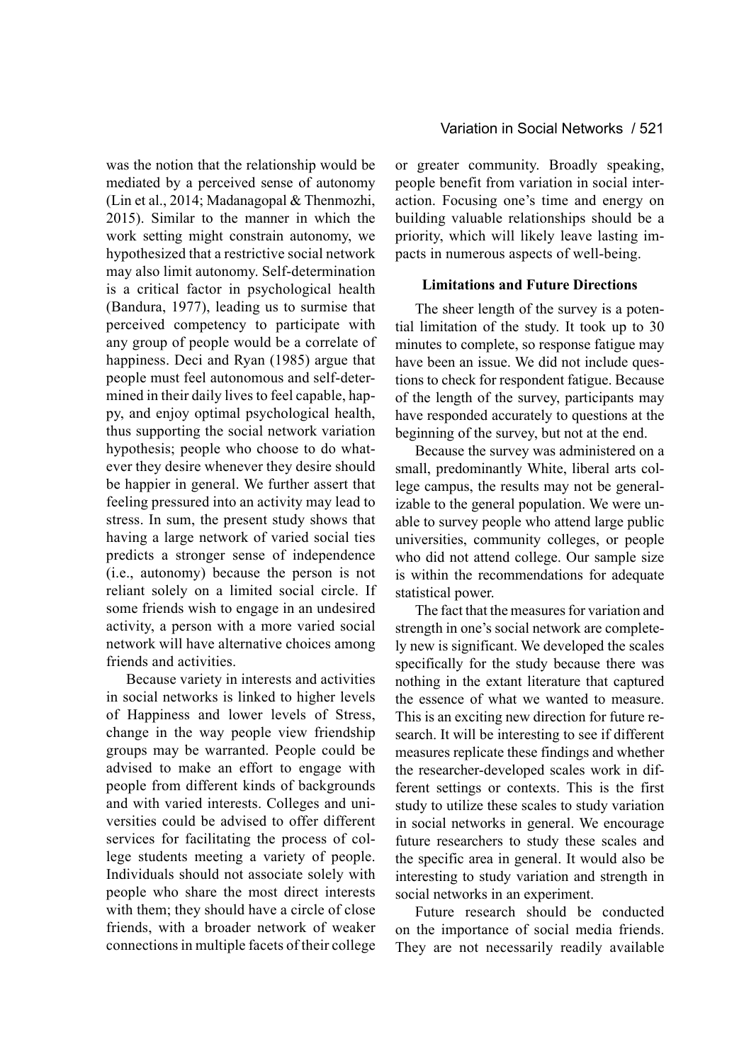was the notion that the relationship would be mediated by a perceived sense of autonomy (Lin et al., 2014; Madanagopal & Thenmozhi, 2015). Similar to the manner in which the work setting might constrain autonomy, we hypothesized that a restrictive social network may also limit autonomy. Self-determination is a critical factor in psychological health (Bandura, 1977), leading us to surmise that perceived competency to participate with any group of people would be a correlate of happiness. Deci and Ryan (1985) argue that people must feel autonomous and self-determined in their daily lives to feel capable, happy, and enjoy optimal psychological health, thus supporting the social network variation hypothesis; people who choose to do whatever they desire whenever they desire should be happier in general. We further assert that feeling pressured into an activity may lead to stress. In sum, the present study shows that having a large network of varied social ties predicts a stronger sense of independence (i.e., autonomy) because the person is not reliant solely on a limited social circle. If some friends wish to engage in an undesired activity, a person with a more varied social network will have alternative choices among friends and activities.

Because variety in interests and activities in social networks is linked to higher levels of Happiness and lower levels of Stress, change in the way people view friendship groups may be warranted. People could be advised to make an effort to engage with people from different kinds of backgrounds and with varied interests. Colleges and universities could be advised to offer different services for facilitating the process of college students meeting a variety of people. Individuals should not associate solely with people who share the most direct interests with them; they should have a circle of close friends, with a broader network of weaker connections in multiple facets of their college or greater community. Broadly speaking, people benefit from variation in social interaction. Focusing one's time and energy on building valuable relationships should be a priority, which will likely leave lasting impacts in numerous aspects of well-being.

### Limitations and Future Directions

The sheer length of the survey is a potential limitation of the study. It took up to 30 minutes to complete, so response fatigue may have been an issue. We did not include questions to check for respondent fatigue. Because of the length of the survey, participants may have responded accurately to questions at the beginning of the survey, but not at the end.

Because the survey was administered on a small, predominantly White, liberal arts college campus, the results may not be generalizable to the general population. We were unable to survey people who attend large public universities, community colleges, or people who did not attend college. Our sample size is within the recommendations for adequate statistical power.

The fact that the measures for variation and strength in one's social network are completely new is significant. We developed the scales specifically for the study because there was nothing in the extant literature that captured the essence of what we wanted to measure. This is an exciting new direction for future research. It will be interesting to see if different measures replicate these findings and whether the researcher-developed scales work in different settings or contexts. This is the first study to utilize these scales to study variation in social networks in general. We encourage future researchers to study these scales and the specific area in general. It would also be interesting to study variation and strength in social networks in an experiment.

Future research should be conducted on the importance of social media friends. They are not necessarily readily available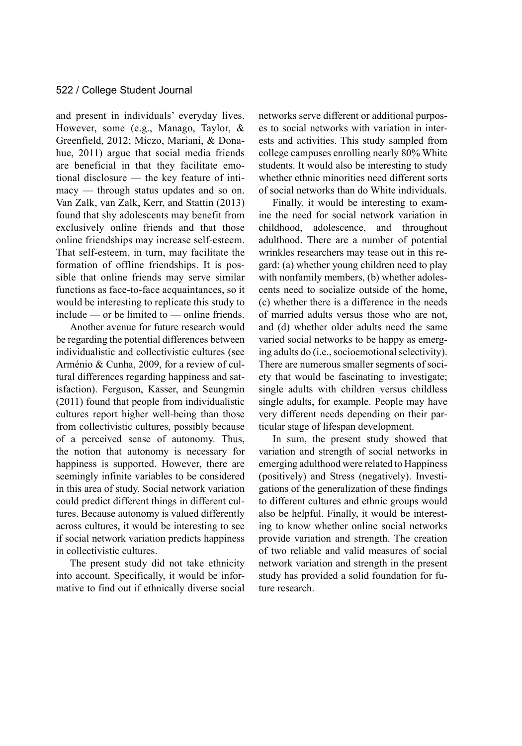and present in individuals' everyday lives. However, some (e.g., Manago, Taylor, & Greenfield, 2012; Miczo, Mariani, & Donahue, 2011) argue that social media friends are beneficial in that they facilitate emotional disclosure — the key feature of intimacy — through status updates and so on. Van Zalk, van Zalk, Kerr, and Stattin (2013) found that shy adolescents may benefit from exclusively online friends and that those online friendships may increase self-esteem. That self-esteem, in turn, may facilitate the formation of offline friendships. It is possible that online friends may serve similar functions as face-to-face acquaintances, so it would be interesting to replicate this study to include — or be limited to — online friends.

Another avenue for future research would be regarding the potential differences between individualistic and collectivistic cultures (see Arménio & Cunha, 2009, for a review of cultural differences regarding happiness and satisfaction). Ferguson, Kasser, and Seungmin (2011) found that people from individualistic cultures report higher well-being than those from collectivistic cultures, possibly because of a perceived sense of autonomy. Thus, the notion that autonomy is necessary for happiness is supported. However, there are seemingly infinite variables to be considered in this area of study. Social network variation could predict different things in different cultures. Because autonomy is valued differently across cultures, it would be interesting to see if social network variation predicts happiness in collectivistic cultures.

The present study did not take ethnicity into account. Specifically, it would be informative to find out if ethnically diverse social networks serve different or additional purposes to social networks with variation in interests and activities. This study sampled from college campuses enrolling nearly 80% White students. It would also be interesting to study whether ethnic minorities need different sorts of social networks than do White individuals.

Finally, it would be interesting to examine the need for social network variation in childhood, adolescence, and throughout adulthood. There are a number of potential wrinkles researchers may tease out in this regard: (a) whether young children need to play with nonfamily members, (b) whether adolescents need to socialize outside of the home, (c) whether there is a difference in the needs of married adults versus those who are not, and (d) whether older adults need the same varied social networks to be happy as emerging adults do (i.e., socioemotional selectivity). There are numerous smaller segments of society that would be fascinating to investigate; single adults with children versus childless single adults, for example. People may have very different needs depending on their particular stage of lifespan development.

In sum, the present study showed that variation and strength of social networks in emerging adulthood were related to Happiness (positively) and Stress (negatively). Investigations of the generalization of these findings to different cultures and ethnic groups would also be helpful. Finally, it would be interesting to know whether online social networks provide variation and strength. The creation of two reliable and valid measures of social network variation and strength in the present study has provided a solid foundation for future research.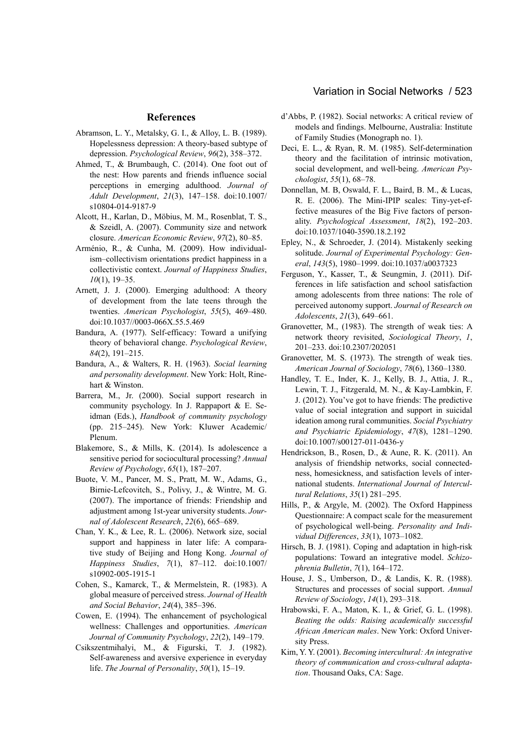## References

Abramson, L. Y., Metalsky, G. I., & Alloy, L. B. (1989). Hopelessness depression: A theory-based subtype of depression. *Psychological Review*, *96*(2), 358–372.

Ahmed, T., & Brumbaugh, C. (2014). One foot out of the nest: How parents and friends influence social perceptions in emerging adulthood. *Journal of Adult Development*, *21*(3), 147–158. doi:10.1007/s10804-014-9187-9

Alcott, H., Karlan, D., Möbius, M. M., Rosenblat, T. S., & Szeidl, A. (2007). Community size and network closure. *American Economic Review*, *97*(2), 80–85.

Arménio, R., & Cunha, M. (2009). How individualism–collectivism orientations predict happiness in a collectivistic context. *Journal of Happiness Studies*, *10*(1), 19–35.

Arnett, J. J. (2000). Emerging adulthood: A theory of development from the late teens through the twenties. *American Psychologist*, *55*(5), 469–480. doi:10.1037//0003-066X.55.5.469

Bandura, A. (1977). Self-efficacy: Toward a unifying theory of behavioral change. *Psychological Review*, *84*(2), 191–215.

Bandura, A., & Walters, R. H. (1963). *Social learning and personality development*. New York: Holt, Rinehart & Winston.

Barrera, M., Jr. (2000). Social support research in community psychology. In J. Rappaport & E. Seidman (Eds.), *Handbook of community psychology* (pp. 215–245). New York: Kluwer Academic/Plenum.

Blakemore, S., & Mills, K. (2014). Is adolescence a sensitive period for sociocultural processing? *Annual Review of Psychology*, *65*(1), 187–207.

Buote, V. M., Pancer, M. S., Pratt, M. W., Adams, G., Birnie-Lefcovitch, S., Polivy, J., & Wintre, M. G. (2007). The importance of friends: Friendship and adjustment among 1st-year university students. *Journal of Adolescent Research*, *22*(6), 665–689.

Chan, Y. K., & Lee, R. L. (2006). Network size, social support and happiness in later life: A comparative study of Beijing and Hong Kong. *Journal of Happiness Studies*, *7*(1), 87–112. doi:10.1007/s10902-005-1915-1

Cohen, S., Kamarck, T., & Mermelstein, R. (1983). A global measure of perceived stress. *Journal of Health and Social Behavior*, *24*(4), 385–396.

Cowen, E. (1994). The enhancement of psychological wellness: Challenges and opportunities. *American Journal of Community Psychology*, *22*(2), 149–179.

Csikszentmihalyi, M., & Figurski, T. J. (1982). Self-awareness and aversive experience in everyday life. *The Journal of Personality*, *50*(1), 15–19.

d'Abbs, P. (1982). Social networks: A critical review of models and findings. Melbourne, Australia: Institute of Family Studies (Monograph no. 1).

Deci, E. L., & Ryan, R. M. (1985). Self-determination theory and the facilitation of intrinsic motivation, social development, and well-being. *American Psychologist*, *55*(1), 68–78.

Donnellan, M. B, Oswald, F. L., Baird, B. M., & Lucas, R. E. (2006). The Mini-IPIP scales: Tiny-yet-effective measures of the Big Five factors of personality. *Psychological Assessment*, *18*(2), 192–203. doi:10.1037/1040-3590.18.2.192

Epley, N., & Schroeder, J. (2014). Mistakenly seeking solitude. *Journal of Experimental Psychology: General*, *143*(5), 1980–1999. doi:10.1037/a0037323

Ferguson, Y., Kasser, T., & Seungmin, J. (2011). Differences in life satisfaction and school satisfaction among adolescents from three nations: The role of perceived autonomy support. *Journal of Research on Adolescents*, *21*(3), 649–661.

Granovetter, M., (1983). The strength of weak ties: A network theory revisited, *Sociological Theory*, *1*, 201–233. doi:10.2307/202051

Granovetter, M. S. (1973). The strength of weak ties. *American Journal of Sociology*, *78*(6), 1360–1380.

Handley, T. E., Inder, K. J., Kelly, B. J., Attia, J. R., Lewin, T. J., Fitzgerald, M. N., & Kay-Lambkin, F. J. (2012). You've got to have friends: The predictive value of social integration and support in suicidal ideation among rural communities. *Social Psychiatry and Psychiatric Epidemiology*, *47*(8), 1281–1290. doi:10.1007/s00127-011-0436-y

Hendrickson, B., Rosen, D., & Aune, R. K. (2011). An analysis of friendship networks, social connectedness, homesickness, and satisfaction levels of international students. *International Journal of Intercultural Relations*, *35*(1) 281–295.

Hills, P., & Argyle, M. (2002). The Oxford Happiness Questionnaire: A compact scale for the measurement of psychological well-being. *Personality and Individual Differences*, *33*(1), 1073–1082.

Hirsch, B. J. (1981). Coping and adaptation in high-risk populations: Toward an integrative model. *Schizophrenia Bulletin*, *7*(1), 164–172.

House, J. S., Umberson, D., & Landis, K. R. (1988). Structures and processes of social support. *Annual Review of Sociology*, *14*(1), 293–318.

Hrabowski, F. A., Maton, K. I., & Grief, G. L. (1998). *Beating the odds: Raising academically successful African American males*. New York: Oxford University Press.

Kim, Y. Y. (2001). *Becoming intercultural: An integrative theory of communication and cross-cultural adaptation*. Thousand Oaks, CA: Sage.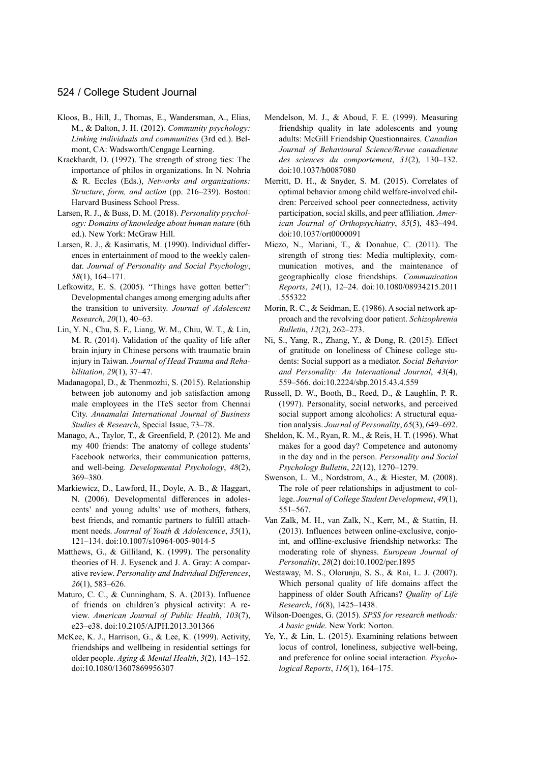Kloos, B., Hill, J., Thomas, E., Wandersman, A., Elias, M., & Dalton, J. H. (2012). *Community psychology: Linking individuals and communities* (3rd ed.). Belmont, CA: Wadsworth/Cengage Learning.

Krackhardt, D. (1992). The strength of strong ties: The importance of philos in organizations. In N. Nohria & R. Eccles (Eds.), *Networks and organizations: Structure, form, and action* (pp. 216–239). Boston: Harvard Business School Press.

Larsen, R. J., & Buss, D. M. (2018). *Personality psychology: Domains of knowledge about human nature* (6th ed.). New York: McGraw Hill.

Larsen, R. J., & Kasimatis, M. (1990). Individual differences in entertainment of mood to the weekly calendar. *Journal of Personality and Social Psychology*, *58*(1), 164–171.

Lefkowitz, E. S. (2005). "Things have gotten better": Developmental changes among emerging adults after the transition to university. *Journal of Adolescent Research*, *20*(1), 40–63.

Lin, Y. N., Chu, S. F., Liang, W. M., Chiu, W. T., & Lin, M. R. (2014). Validation of the quality of life after brain injury in Chinese persons with traumatic brain injury in Taiwan. *Journal of Head Trauma and Rehabilitation*, *29*(1), 37–47.

Madanagopal, D., & Thenmozhi, S. (2015). Relationship between job autonomy and job satisfaction among male employees in the ITeS sector from Chennai City. *Annamalai International Journal of Business Studies & Research*, Special Issue, 73–78.

Manago, A., Taylor, T., & Greenfield, P. (2012). Me and my 400 friends: The anatomy of college students' Facebook networks, their communication patterns, and well-being. *Developmental Psychology*, *48*(2), 369–380.

Markiewicz, D., Lawford, H., Doyle, A. B., & Haggart, N. (2006). Developmental differences in adolescents' and young adults' use of mothers, fathers, best friends, and romantic partners to fulfill attachment needs. *Journal of Youth & Adolescence*, *35*(1), 121–134. doi:10.1007/s10964-005-9014-5

Matthews, G., & Gilliland, K. (1999). The personality theories of H. J. Eysenck and J. A. Gray: A comparative review. *Personality and Individual Differences*, *26*(1), 583–626.

Maturo, C. C., & Cunningham, S. A. (2013). Influence of friends on children's physical activity: A review. *American Journal of Public Health*, *103*(7), e23–e38. doi:10.2105/AJPH.2013.301366

McKee, K. J., Harrison, G., & Lee, K. (1999). Activity, friendships and wellbeing in residential settings for older people. *Aging & Mental Health*, *3*(2), 143–152. doi:10.1080/13607869956307

Mendelson, M. J., & Aboud, F. E. (1999). Measuring friendship quality in late adolescents and young adults: McGill Friendship Questionnaires. *Canadian Journal of Behavioural Science/Revue canadienne des sciences du comportement*, *31*(2), 130–132. doi:10.1037/h0087080

Merritt, D. H., & Snyder, S. M. (2015). Correlates of optimal behavior among child welfare-involved children: Perceived school peer connectedness, activity participation, social skills, and peer affiliation. *American Journal of Orthopsychiatry*, *85*(5), 483–494. doi:10.1037/ort0000091

Miczo, N., Mariani, T., & Donahue, C. (2011). The strength of strong ties: Media multiplexity, communication motives, and the maintenance of geographically close friendships. *Communication Reports*, *24*(1), 12–24. doi:10.1080/08934215.2011.555322

Morin, R. C., & Seidman, E. (1986). A social network approach and the revolving door patient. *Schizophrenia Bulletin*, *12*(2), 262–273.

Ni, S., Yang, R., Zhang, Y., & Dong, R. (2015). Effect of gratitude on loneliness of Chinese college students: Social support as a mediator. *Social Behavior and Personality: An International Journal*, *43*(4), 559–566. doi:10.2224/sbp.2015.43.4.559

Russell, D. W., Booth, B., Reed, D., & Laughlin, P. R. (1997). Personality, social networks, and perceived social support among alcoholics: A structural equation analysis. *Journal of Personality*, *65*(3), 649–692.

Sheldon, K. M., Ryan, R. M., & Reis, H. T. (1996). What makes for a good day? Competence and autonomy in the day and in the person. *Personality and Social Psychology Bulletin*, *22*(12), 1270–1279.

Swenson, L. M., Nordstrom, A., & Hiester, M. (2008). The role of peer relationships in adjustment to college. *Journal of College Student Development*, *49*(1), 551–567.

Van Zalk, M. H., van Zalk, N., Kerr, M., & Stattin, H. (2013). Influences between online-exclusive, conjoint, and offline-exclusive friendship networks: The moderating role of shyness. *European Journal of Personality*, *28*(2) doi:10.1002/per.1895

Westaway, M. S., Olorunju, S. S., & Rai, L. J. (2007). Which personal quality of life domains affect the happiness of older South Africans? *Quality of Life Research*, *16*(8), 1425–1438.

Wilson-Doenges, G. (2015). *SPSS for research methods: A basic guide*. New York: Norton.

Ye, Y., & Lin, L. (2015). Examining relations between locus of control, loneliness, subjective well-being, and preference for online social interaction. *Psychological Reports*, *116*(1), 164–175.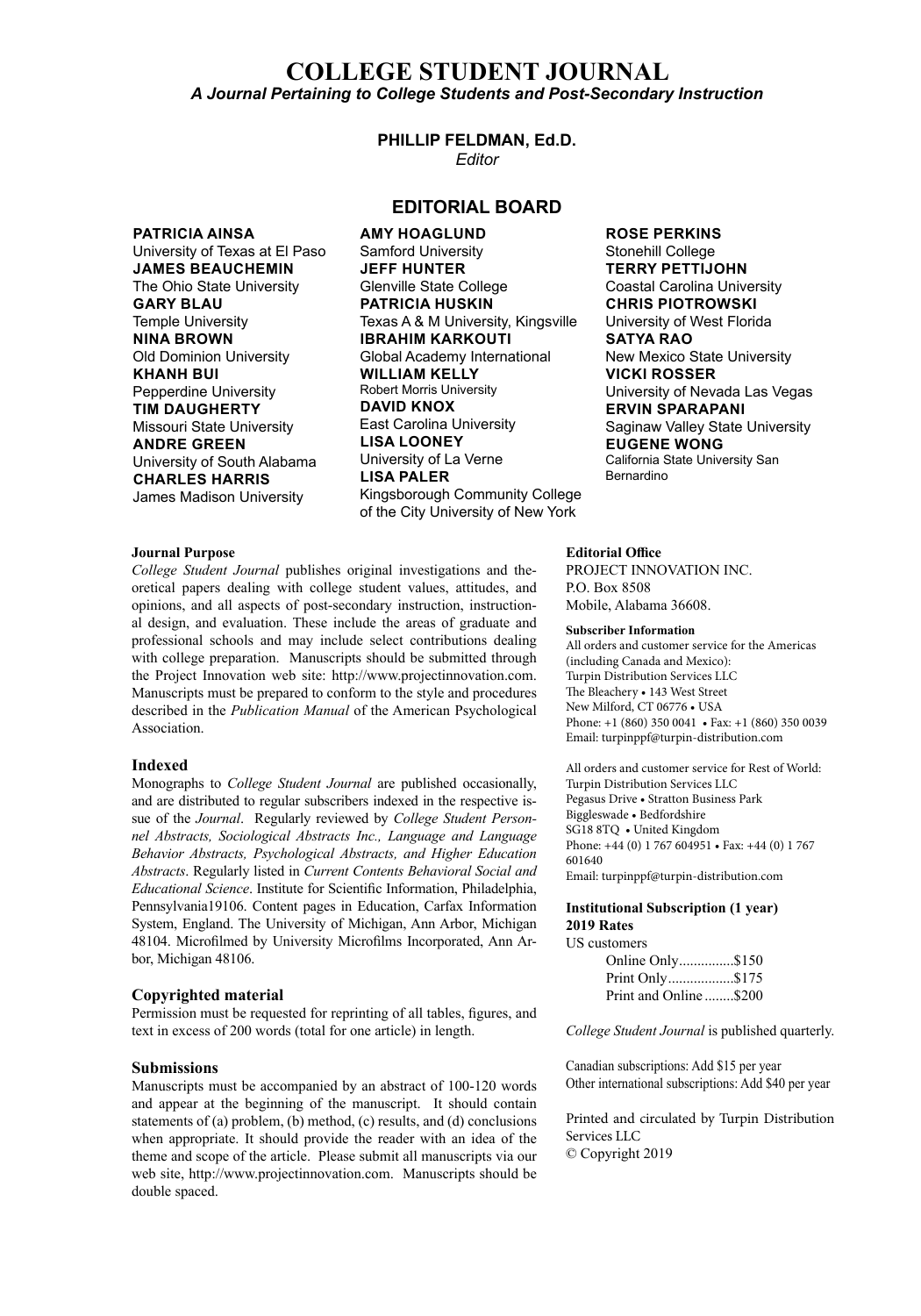# COLLEGE STUDENT JOURNAL

*A Journal Pertaining to College Students and Post-Secondary Instruction*

**PHILLIP FELDMAN, Ed.D.**
*Editor*

## EDITORIAL BOARD

**PATRICIA AINSA**
University of Texas at El Paso
**JAMES BEAUCHEMIN**
The Ohio State University
**GARY BLAU**
Temple University
**NINA BROWN**
Old Dominion University
**KHANH BUI**
Pepperdine University
**TIM DAUGHERTY**
Missouri State University
**ANDRE GREEN**
University of South Alabama
**CHARLES HARRIS**
James Madison University
**AMY HOAGLUND**
Samford University
**JEFF HUNTER**
Glenville State College
**PATRICIA HUSKIN**
Texas A & M University, Kingsville
**IBRAHIM KARKOUTI**
Global Academy International
**WILLIAM KELLY**
Robert Morris University
**DAVID KNOX**
East Carolina University
**LISA LOONEY**
University of La Verne
**LISA PALER**
Kingsborough Community College of the City University of New York
**ROSE PERKINS**
Stonehill College
**TERRY PETTIJOHN**
Coastal Carolina University
**CHRIS PIOTROWSKI**
University of West Florida
**SATYA RAO**
New Mexico State University
**VICKI ROSSER**
University of Nevada Las Vegas
**ERVIN SPARAPANI**
Saginaw Valley State University
**EUGENE WONG**
California State University San Bernardino

**Journal Purpose**

*College Student Journal* publishes original investigations and theoretical papers dealing with college student values, attitudes, and opinions, and all aspects of post-secondary instruction, instructional design, and evaluation. These include the areas of graduate and professional schools and may include select contributions dealing with college preparation. Manuscripts should be submitted through the Project Innovation web site: http://www.projectinnovation.com. Manuscripts must be prepared to conform to the style and procedures described in the *Publication Manual* of the American Psychological Association.

### Indexed

Monographs to *College Student Journal* are published occasionally, and are distributed to regular subscribers indexed in the respective issue of the *Journal*. Regularly reviewed by *College Student Personnel Abstracts, Sociological Abstracts Inc., Language and Language Behavior Abstracts, Psychological Abstracts, and Higher Education Abstracts*. Regularly listed in *Current Contents Behavioral Social and Educational Science*. Institute for Scientific Information, Philadelphia, Pennsylvania19106. Content pages in Education, Carfax Information System, England. The University of Michigan, Ann Arbor, Michigan 48104. Microfilmed by University Microfilms Incorporated, Ann Arbor, Michigan 48106.

### Copyrighted material

Permission must be requested for reprinting of all tables, figures, and text in excess of 200 words (total for one article) in length.

### Submissions

Manuscripts must be accompanied by an abstract of 100-120 words and appear at the beginning of the manuscript. It should contain statements of (a) problem, (b) method, (c) results, and (d) conclusions when appropriate. It should provide the reader with an idea of the theme and scope of the article. Please submit all manuscripts via our web site, http://www.projectinnovation.com. Manuscripts should be double spaced.

**Editorial Office**

PROJECT INNOVATION INC.
P.O. Box 8508
Mobile, Alabama 36608.

**Subscriber Information**

All orders and customer service for the Americas (including Canada and Mexico):
Turpin Distribution Services LLC
The Bleachery • 143 West Street
New Milford, CT 06776 • USA
Phone: +1 (860) 350 0041 • Fax: +1 (860) 350 0039
Email: turpinppf@turpin-distribution.com

All orders and customer service for Rest of World:
Turpin Distribution Services LLC
Pegasus Drive • Stratton Business Park
Biggleswade • Bedfordshire
SG18 8TQ • United Kingdom
Phone: +44 (0) 1 767 604951 • Fax: +44 (0) 1 767 601640
Email: turpinppf@turpin-distribution.com

**Institutional Subscription (1 year)**
**2019 Rates**

US customers
Online Only...............$150
Print Only..................$175
Print and Online........$200

*College Student Journal* is published quarterly.

Canadian subscriptions: Add $15 per year
Other international subscriptions: Add $40 per year

Printed and circulated by Turpin Distribution Services LLC
© Copyright 2019